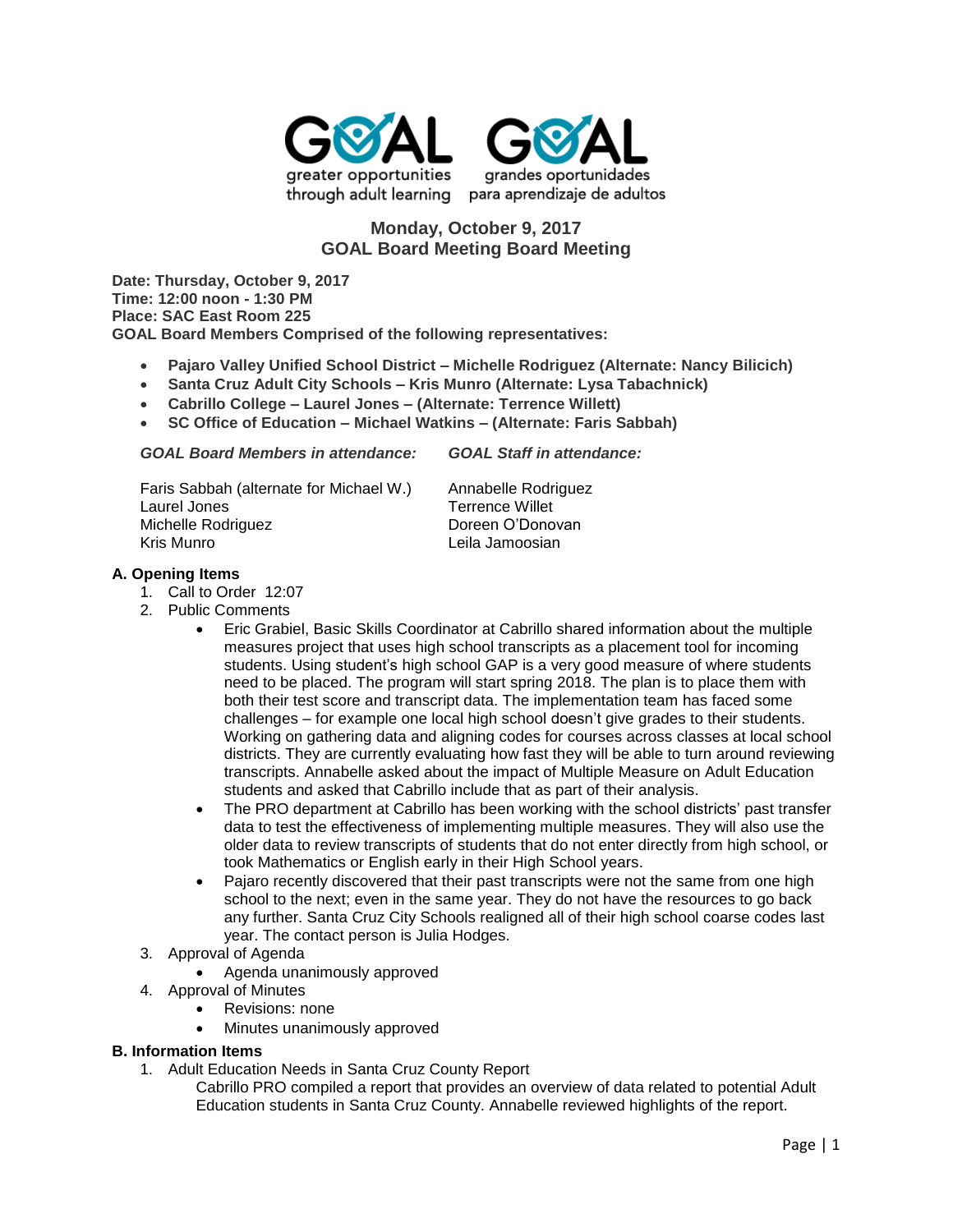GOAL greater opportunities through adult learning

GOAL grandes oportunidades para aprendizaje de adultos

## Monday, October 9, 2017
## GOAL Board Meeting Board Meeting

**Date: Thursday, October 9, 2017**
**Time: 12:00 noon - 1:30 PM**
**Place: SAC East Room 225**
**GOAL Board Members Comprised of the following representatives:**

- **Pajaro Valley Unified School District – Michelle Rodriguez (Alternate: Nancy Bilicich)**
- **Santa Cruz Adult City Schools – Kris Munro (Alternate: Lysa Tabachnick)**
- **Cabrillo College – Laurel Jones – (Alternate: Terrence Willett)**
- **SC Office of Education – Michael Watkins – (Alternate: Faris Sabbah)**

| ***GOAL Board Members in attendance:*** | ***GOAL Staff in attendance:*** |
|---|---|
| Faris Sabbah (alternate for Michael W.) | Annabelle Rodriguez |
| Laurel Jones | Terrence Willet |
| Michelle Rodriguez | Doreen O'Donovan |
| Kris Munro | Leila Jamoosian |

### A. Opening Items

1. Call to Order 12:07
2. Public Comments
   - Eric Grabiel, Basic Skills Coordinator at Cabrillo shared information about the multiple measures project that uses high school transcripts as a placement tool for incoming students. Using student's high school GAP is a very good measure of where students need to be placed. The program will start spring 2018. The plan is to place them with both their test score and transcript data. The implementation team has faced some challenges – for example one local high school doesn't give grades to their students. Working on gathering data and aligning codes for courses across classes at local school districts. They are currently evaluating how fast they will be able to turn around reviewing transcripts. Annabelle asked about the impact of Multiple Measure on Adult Education students and asked that Cabrillo include that as part of their analysis.
   - The PRO department at Cabrillo has been working with the school districts' past transfer data to test the effectiveness of implementing multiple measures. They will also use the older data to review transcripts of students that do not enter directly from high school, or took Mathematics or English early in their High School years.
   - Pajaro recently discovered that their past transcripts were not the same from one high school to the next; even in the same year. They do not have the resources to go back any further. Santa Cruz City Schools realigned all of their high school coarse codes last year. The contact person is Julia Hodges.
3. Approval of Agenda
   - Agenda unanimously approved
4. Approval of Minutes
   - Revisions: none
   - Minutes unanimously approved

### B. Information Items

1. Adult Education Needs in Santa Cruz County Report

   Cabrillo PRO compiled a report that provides an overview of data related to potential Adult Education students in Santa Cruz County. Annabelle reviewed highlights of the report.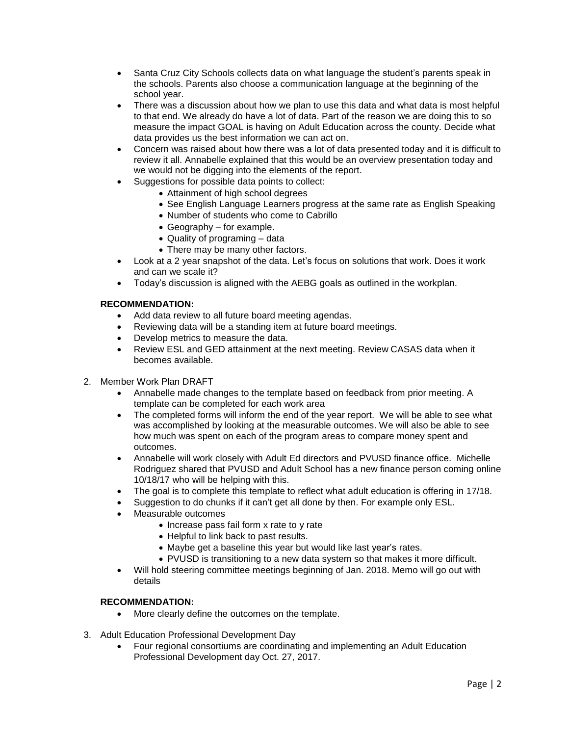- Santa Cruz City Schools collects data on what language the student's parents speak in the schools. Parents also choose a communication language at the beginning of the school year.
- There was a discussion about how we plan to use this data and what data is most helpful to that end. We already do have a lot of data. Part of the reason we are doing this to so measure the impact GOAL is having on Adult Education across the county. Decide what data provides us the best information we can act on.
- Concern was raised about how there was a lot of data presented today and it is difficult to review it all. Annabelle explained that this would be an overview presentation today and we would not be digging into the elements of the report.
- Suggestions for possible data points to collect:
  - Attainment of high school degrees
  - See English Language Learners progress at the same rate as English Speaking
  - Number of students who come to Cabrillo
  - Geography – for example.
  - Quality of programing – data
  - There may be many other factors.
- Look at a 2 year snapshot of the data. Let's focus on solutions that work. Does it work and can we scale it?
- Today's discussion is aligned with the AEBG goals as outlined in the workplan.

**RECOMMENDATION:**

- Add data review to all future board meeting agendas.
- Reviewing data will be a standing item at future board meetings.
- Develop metrics to measure the data.
- Review ESL and GED attainment at the next meeting. Review CASAS data when it becomes available.

2. Member Work Plan DRAFT
   - Annabelle made changes to the template based on feedback from prior meeting. A template can be completed for each work area
   - The completed forms will inform the end of the year report. We will be able to see what was accomplished by looking at the measurable outcomes. We will also be able to see how much was spent on each of the program areas to compare money spent and outcomes.
   - Annabelle will work closely with Adult Ed directors and PVUSD finance office. Michelle Rodriguez shared that PVUSD and Adult School has a new finance person coming online 10/18/17 who will be helping with this.
   - The goal is to complete this template to reflect what adult education is offering in 17/18.
   - Suggestion to do chunks if it can't get all done by then. For example only ESL.
   - Measurable outcomes
     - Increase pass fail form x rate to y rate
     - Helpful to link back to past results.
     - Maybe get a baseline this year but would like last year's rates.
     - PVUSD is transitioning to a new data system so that makes it more difficult.
   - Will hold steering committee meetings beginning of Jan. 2018. Memo will go out with details

   **RECOMMENDATION:**

   - More clearly define the outcomes on the template.

3. Adult Education Professional Development Day
   - Four regional consortiums are coordinating and implementing an Adult Education Professional Development day Oct. 27, 2017.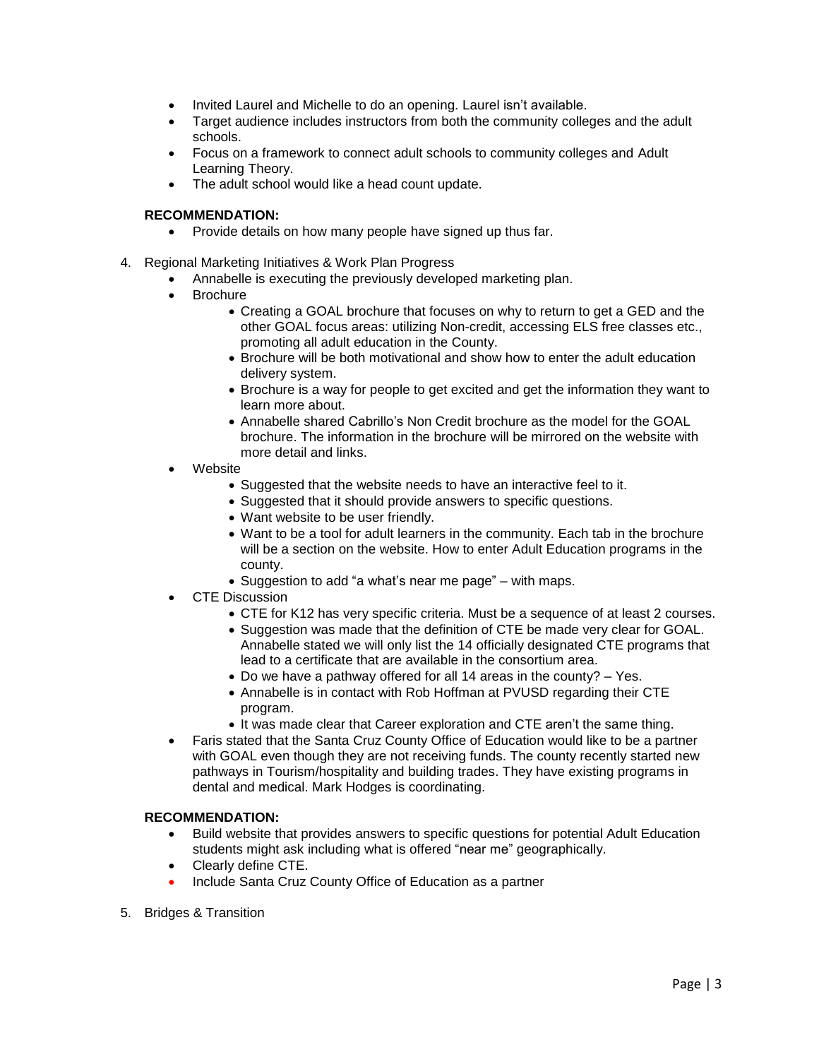- Invited Laurel and Michelle to do an opening. Laurel isn't available.
- Target audience includes instructors from both the community colleges and the adult schools.
- Focus on a framework to connect adult schools to community colleges and Adult Learning Theory.
- The adult school would like a head count update.

**RECOMMENDATION:**

- Provide details on how many people have signed up thus far.

4. Regional Marketing Initiatives & Work Plan Progress
    - Annabelle is executing the previously developed marketing plan.
    - Brochure
        - Creating a GOAL brochure that focuses on why to return to get a GED and the other GOAL focus areas: utilizing Non-credit, accessing ELS free classes etc., promoting all adult education in the County.
        - Brochure will be both motivational and show how to enter the adult education delivery system.
        - Brochure is a way for people to get excited and get the information they want to learn more about.
        - Annabelle shared Cabrillo's Non Credit brochure as the model for the GOAL brochure. The information in the brochure will be mirrored on the website with more detail and links.
    - Website
        - Suggested that the website needs to have an interactive feel to it.
        - Suggested that it should provide answers to specific questions.
        - Want website to be user friendly.
        - Want to be a tool for adult learners in the community. Each tab in the brochure will be a section on the website. How to enter Adult Education programs in the county.
        - Suggestion to add "a what's near me page" – with maps.
    - CTE Discussion
        - CTE for K12 has very specific criteria. Must be a sequence of at least 2 courses.
        - Suggestion was made that the definition of CTE be made very clear for GOAL. Annabelle stated we will only list the 14 officially designated CTE programs that lead to a certificate that are available in the consortium area.
        - Do we have a pathway offered for all 14 areas in the county? – Yes.
        - Annabelle is in contact with Rob Hoffman at PVUSD regarding their CTE program.
        - It was made clear that Career exploration and CTE aren't the same thing.
    - Faris stated that the Santa Cruz County Office of Education would like to be a partner with GOAL even though they are not receiving funds. The county recently started new pathways in Tourism/hospitality and building trades. They have existing programs in dental and medical. Mark Hodges is coordinating.

    **RECOMMENDATION:**

    - Build website that provides answers to specific questions for potential Adult Education students might ask including what is offered "near me" geographically.
    - Clearly define CTE.
    - Include Santa Cruz County Office of Education as a partner

5. Bridges & Transition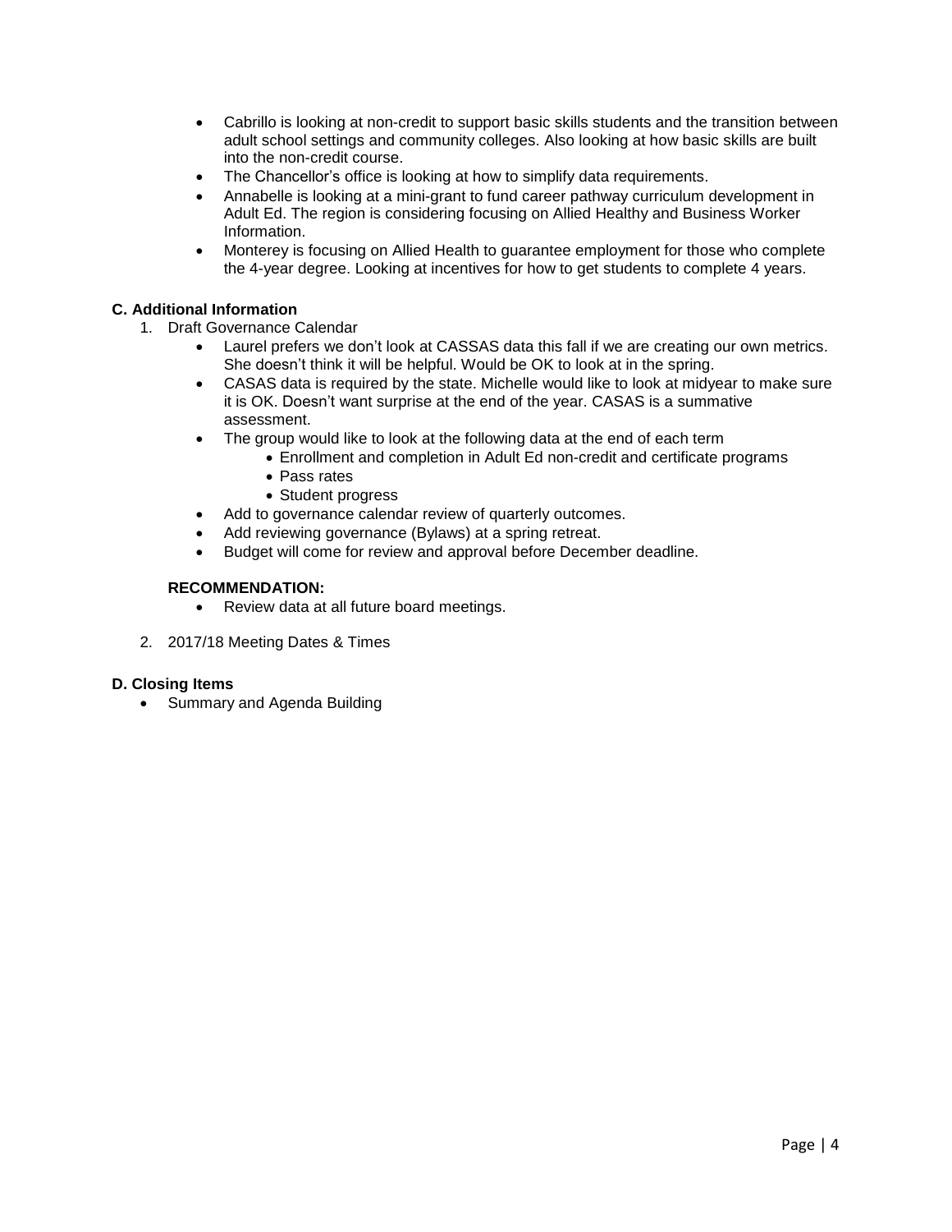- Cabrillo is looking at non-credit to support basic skills students and the transition between adult school settings and community colleges. Also looking at how basic skills are built into the non-credit course.
- The Chancellor's office is looking at how to simplify data requirements.
- Annabelle is looking at a mini-grant to fund career pathway curriculum development in Adult Ed. The region is considering focusing on Allied Healthy and Business Worker Information.
- Monterey is focusing on Allied Health to guarantee employment for those who complete the 4-year degree. Looking at incentives for how to get students to complete 4 years.

**C. Additional Information**

1. Draft Governance Calendar
   - Laurel prefers we don't look at CASSAS data this fall if we are creating our own metrics. She doesn't think it will be helpful. Would be OK to look at in the spring.
   - CASAS data is required by the state. Michelle would like to look at midyear to make sure it is OK. Doesn't want surprise at the end of the year. CASAS is a summative assessment.
   - The group would like to look at the following data at the end of each term
     - Enrollment and completion in Adult Ed non-credit and certificate programs
     - Pass rates
     - Student progress
   - Add to governance calendar review of quarterly outcomes.
   - Add reviewing governance (Bylaws) at a spring retreat.
   - Budget will come for review and approval before December deadline.

   **RECOMMENDATION:**
   - Review data at all future board meetings.

2. 2017/18 Meeting Dates & Times

**D. Closing Items**

- Summary and Agenda Building